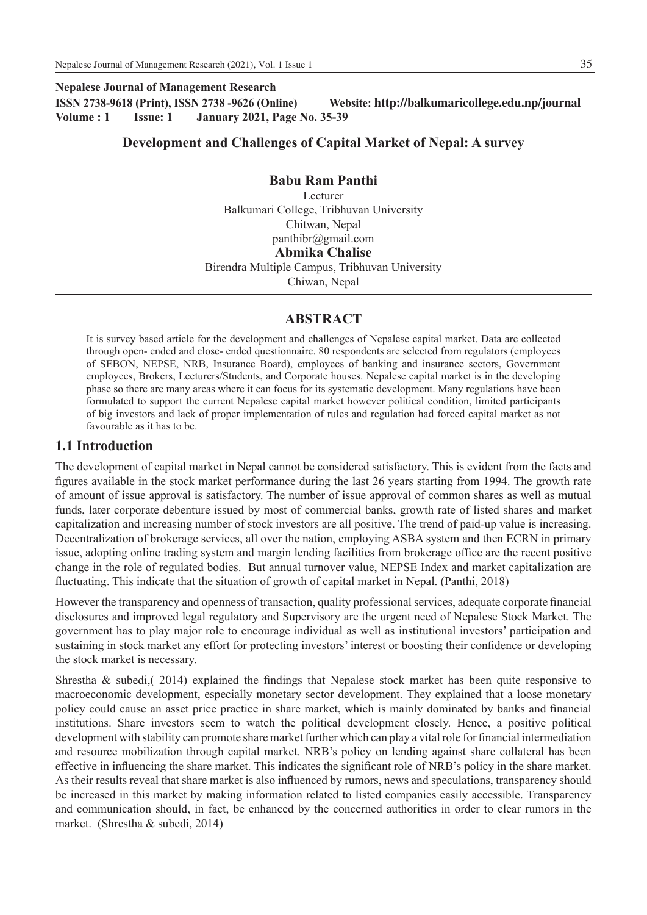**Nepalese Journal of Management Research**
**ISSN 2738-9618 (Print), ISSN 2738 -9626 (Online) Website: http://balkumaricollege.edu.np/journal**
**Volume : 1 Issue: 1 January 2021, Page No. 35-39**

# Development and Challenges of Capital Market of Nepal: A survey

**Babu Ram Panthi**
Lecturer
Balkumari College, Tribhuvan University
Chitwan, Nepal
panthibr@gmail.com

**Abmika Chalise**
Birendra Multiple Campus, Tribhuvan University
Chiwan, Nepal

## ABSTRACT

It is survey based article for the development and challenges of Nepalese capital market. Data are collected through open- ended and close- ended questionnaire. 80 respondents are selected from regulators (employees of SEBON, NEPSE, NRB, Insurance Board), employees of banking and insurance sectors, Government employees, Brokers, Lecturers/Students, and Corporate houses. Nepalese capital market is in the developing phase so there are many areas where it can focus for its systematic development. Many regulations have been formulated to support the current Nepalese capital market however political condition, limited participants of big investors and lack of proper implementation of rules and regulation had forced capital market as not favourable as it has to be.

## 1.1 Introduction

The development of capital market in Nepal cannot be considered satisfactory. This is evident from the facts and figures available in the stock market performance during the last 26 years starting from 1994. The growth rate of amount of issue approval is satisfactory. The number of issue approval of common shares as well as mutual funds, later corporate debenture issued by most of commercial banks, growth rate of listed shares and market capitalization and increasing number of stock investors are all positive. The trend of paid-up value is increasing. Decentralization of brokerage services, all over the nation, employing ASBA system and then ECRN in primary issue, adopting online trading system and margin lending facilities from brokerage office are the recent positive change in the role of regulated bodies. But annual turnover value, NEPSE Index and market capitalization are fluctuating. This indicate that the situation of growth of capital market in Nepal. (Panthi, 2018)

However the transparency and openness of transaction, quality professional services, adequate corporate financial disclosures and improved legal regulatory and Supervisory are the urgent need of Nepalese Stock Market. The government has to play major role to encourage individual as well as institutional investors' participation and sustaining in stock market any effort for protecting investors' interest or boosting their confidence or developing the stock market is necessary.

Shrestha & subedi,( 2014) explained the findings that Nepalese stock market has been quite responsive to macroeconomic development, especially monetary sector development. They explained that a loose monetary policy could cause an asset price practice in share market, which is mainly dominated by banks and financial institutions. Share investors seem to watch the political development closely. Hence, a positive political development with stability can promote share market further which can play a vital role for financial intermediation and resource mobilization through capital market. NRB's policy on lending against share collateral has been effective in influencing the share market. This indicates the significant role of NRB's policy in the share market. As their results reveal that share market is also influenced by rumors, news and speculations, transparency should be increased in this market by making information related to listed companies easily accessible. Transparency and communication should, in fact, be enhanced by the concerned authorities in order to clear rumors in the market. (Shrestha & subedi, 2014)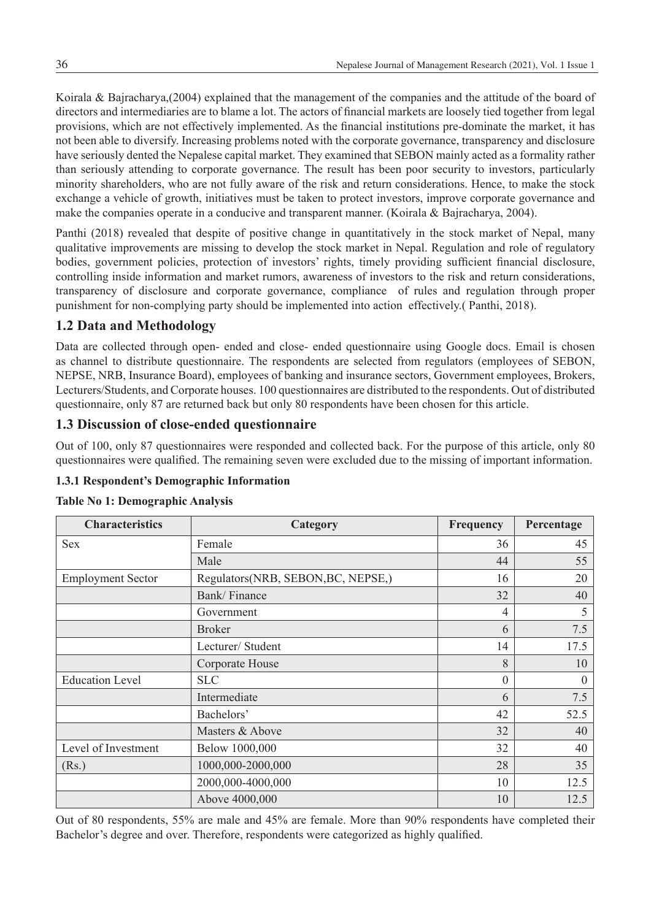Koirala & Bajracharya,(2004) explained that the management of the companies and the attitude of the board of directors and intermediaries are to blame a lot. The actors of financial markets are loosely tied together from legal provisions, which are not effectively implemented. As the financial institutions pre-dominate the market, it has not been able to diversify. Increasing problems noted with the corporate governance, transparency and disclosure have seriously dented the Nepalese capital market. They examined that SEBON mainly acted as a formality rather than seriously attending to corporate governance. The result has been poor security to investors, particularly minority shareholders, who are not fully aware of the risk and return considerations. Hence, to make the stock exchange a vehicle of growth, initiatives must be taken to protect investors, improve corporate governance and make the companies operate in a conducive and transparent manner. (Koirala & Bajracharya, 2004).

Panthi (2018) revealed that despite of positive change in quantitatively in the stock market of Nepal, many qualitative improvements are missing to develop the stock market in Nepal. Regulation and role of regulatory bodies, government policies, protection of investors' rights, timely providing sufficient financial disclosure, controlling inside information and market rumors, awareness of investors to the risk and return considerations, transparency of disclosure and corporate governance, compliance of rules and regulation through proper punishment for non-complying party should be implemented into action effectively.( Panthi, 2018).

## 1.2 Data and Methodology

Data are collected through open- ended and close- ended questionnaire using Google docs. Email is chosen as channel to distribute questionnaire. The respondents are selected from regulators (employees of SEBON, NEPSE, NRB, Insurance Board), employees of banking and insurance sectors, Government employees, Brokers, Lecturers/Students, and Corporate houses. 100 questionnaires are distributed to the respondents. Out of distributed questionnaire, only 87 are returned back but only 80 respondents have been chosen for this article.

## 1.3 Discussion of close-ended questionnaire

Out of 100, only 87 questionnaires were responded and collected back. For the purpose of this article, only 80 questionnaires were qualified. The remaining seven were excluded due to the missing of important information.

### 1.3.1 Respondent's Demographic Information

**Table No 1: Demographic Analysis**

| Characteristics | Category | Frequency | Percentage |
|---|---|---|---|
| Sex | Female | 36 | 45 |
| | Male | 44 | 55 |
| Employment Sector | Regulators(NRB, SEBON,BC, NEPSE,) | 16 | 20 |
| | Bank/ Finance | 32 | 40 |
| | Government | 4 | 5 |
| | Broker | 6 | 7.5 |
| | Lecturer/ Student | 14 | 17.5 |
| | Corporate House | 8 | 10 |
| Education Level | SLC | 0 | 0 |
| | Intermediate | 6 | 7.5 |
| | Bachelors' | 42 | 52.5 |
| | Masters & Above | 32 | 40 |
| Level of Investment | Below 1000,000 | 32 | 40 |
| (Rs.) | 1000,000-2000,000 | 28 | 35 |
| | 2000,000-4000,000 | 10 | 12.5 |
| | Above 4000,000 | 10 | 12.5 |

Out of 80 respondents, 55% are male and 45% are female. More than 90% respondents have completed their Bachelor's degree and over. Therefore, respondents were categorized as highly qualified.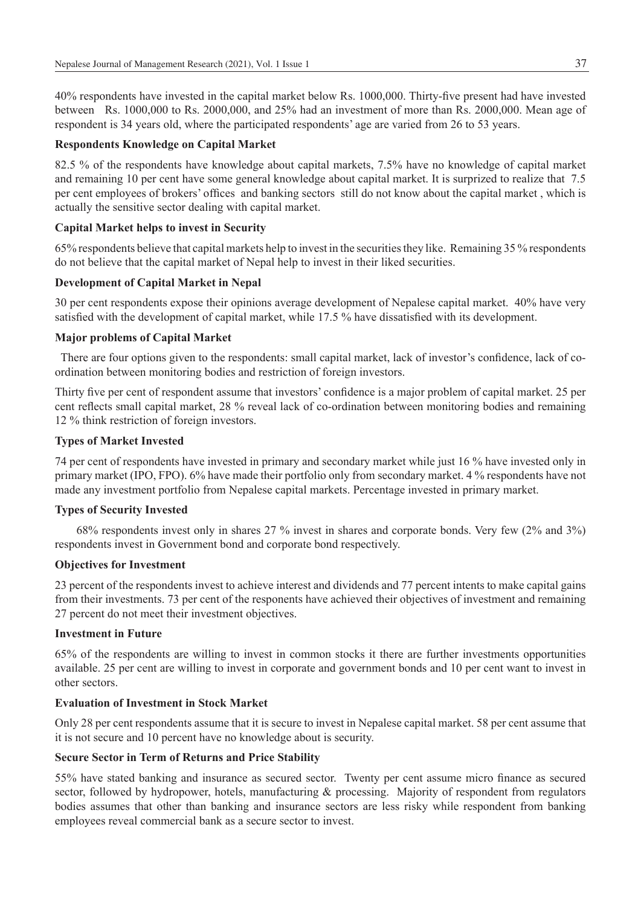40% respondents have invested in the capital market below Rs. 1000,000. Thirty-five present had have invested between Rs. 1000,000 to Rs. 2000,000, and 25% had an investment of more than Rs. 2000,000. Mean age of respondent is 34 years old, where the participated respondents' age are varied from 26 to 53 years.

### Respondents Knowledge on Capital Market

82.5 % of the respondents have knowledge about capital markets, 7.5% have no knowledge of capital market and remaining 10 per cent have some general knowledge about capital market. It is surprized to realize that 7.5 per cent employees of brokers' offices and banking sectors still do not know about the capital market , which is actually the sensitive sector dealing with capital market.

### Capital Market helps to invest in Security

65% respondents believe that capital markets help to invest in the securities they like. Remaining 35 % respondents do not believe that the capital market of Nepal help to invest in their liked securities.

### Development of Capital Market in Nepal

30 per cent respondents expose their opinions average development of Nepalese capital market. 40% have very satisfied with the development of capital market, while 17.5 % have dissatisfied with its development.

### Major problems of Capital Market

There are four options given to the respondents: small capital market, lack of investor's confidence, lack of co-ordination between monitoring bodies and restriction of foreign investors.

Thirty five per cent of respondent assume that investors' confidence is a major problem of capital market. 25 per cent reflects small capital market, 28 % reveal lack of co-ordination between monitoring bodies and remaining 12 % think restriction of foreign investors.

### Types of Market Invested

74 per cent of respondents have invested in primary and secondary market while just 16 % have invested only in primary market (IPO, FPO). 6% have made their portfolio only from secondary market. 4 % respondents have not made any investment portfolio from Nepalese capital markets. Percentage invested in primary market.

### Types of Security Invested

68% respondents invest only in shares 27 % invest in shares and corporate bonds. Very few (2% and 3%) respondents invest in Government bond and corporate bond respectively.

### Objectives for Investment

23 percent of the respondents invest to achieve interest and dividends and 77 percent intents to make capital gains from their investments. 73 per cent of the responents have achieved their objectives of investment and remaining 27 percent do not meet their investment objectives.

### Investment in Future

65% of the respondents are willing to invest in common stocks it there are further investments opportunities available. 25 per cent are willing to invest in corporate and government bonds and 10 per cent want to invest in other sectors.

### Evaluation of Investment in Stock Market

Only 28 per cent respondents assume that it is secure to invest in Nepalese capital market. 58 per cent assume that it is not secure and 10 percent have no knowledge about is security.

### Secure Sector in Term of Returns and Price Stability

55% have stated banking and insurance as secured sector. Twenty per cent assume micro finance as secured sector, followed by hydropower, hotels, manufacturing & processing. Majority of respondent from regulators bodies assumes that other than banking and insurance sectors are less risky while respondent from banking employees reveal commercial bank as a secure sector to invest.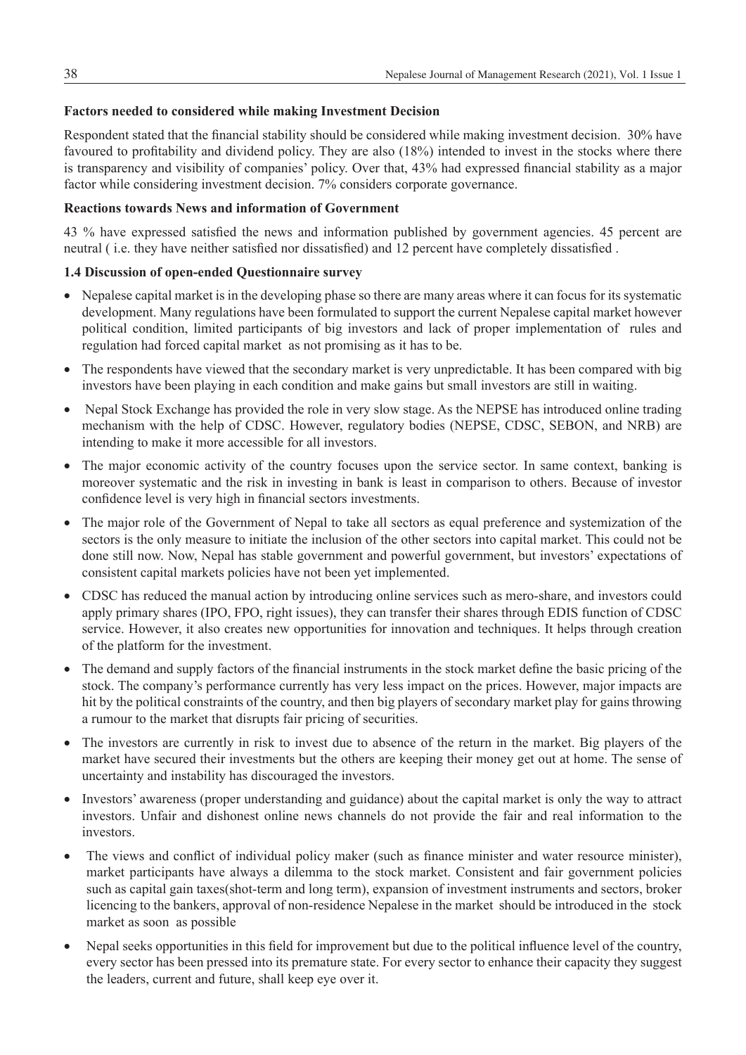**Factors needed to considered while making Investment Decision**

Respondent stated that the financial stability should be considered while making investment decision. 30% have favoured to profitability and dividend policy. They are also (18%) intended to invest in the stocks where there is transparency and visibility of companies' policy. Over that, 43% had expressed financial stability as a major factor while considering investment decision. 7% considers corporate governance.

**Reactions towards News and information of Government**

43 % have expressed satisfied the news and information published by government agencies. 45 percent are neutral ( i.e. they have neither satisfied nor dissatisfied) and 12 percent have completely dissatisfied .

**1.4 Discussion of open-ended Questionnaire survey**

- Nepalese capital market is in the developing phase so there are many areas where it can focus for its systematic development. Many regulations have been formulated to support the current Nepalese capital market however political condition, limited participants of big investors and lack of proper implementation of rules and regulation had forced capital market as not promising as it has to be.
- The respondents have viewed that the secondary market is very unpredictable. It has been compared with big investors have been playing in each condition and make gains but small investors are still in waiting.
- Nepal Stock Exchange has provided the role in very slow stage. As the NEPSE has introduced online trading mechanism with the help of CDSC. However, regulatory bodies (NEPSE, CDSC, SEBON, and NRB) are intending to make it more accessible for all investors.
- The major economic activity of the country focuses upon the service sector. In same context, banking is moreover systematic and the risk in investing in bank is least in comparison to others. Because of investor confidence level is very high in financial sectors investments.
- The major role of the Government of Nepal to take all sectors as equal preference and systemization of the sectors is the only measure to initiate the inclusion of the other sectors into capital market. This could not be done still now. Now, Nepal has stable government and powerful government, but investors' expectations of consistent capital markets policies have not been yet implemented.
- CDSC has reduced the manual action by introducing online services such as mero-share, and investors could apply primary shares (IPO, FPO, right issues), they can transfer their shares through EDIS function of CDSC service. However, it also creates new opportunities for innovation and techniques. It helps through creation of the platform for the investment.
- The demand and supply factors of the financial instruments in the stock market define the basic pricing of the stock. The company's performance currently has very less impact on the prices. However, major impacts are hit by the political constraints of the country, and then big players of secondary market play for gains throwing a rumour to the market that disrupts fair pricing of securities.
- The investors are currently in risk to invest due to absence of the return in the market. Big players of the market have secured their investments but the others are keeping their money get out at home. The sense of uncertainty and instability has discouraged the investors.
- Investors' awareness (proper understanding and guidance) about the capital market is only the way to attract investors. Unfair and dishonest online news channels do not provide the fair and real information to the investors.
- The views and conflict of individual policy maker (such as finance minister and water resource minister), market participants have always a dilemma to the stock market. Consistent and fair government policies such as capital gain taxes(shot-term and long term), expansion of investment instruments and sectors, broker licencing to the bankers, approval of non-residence Nepalese in the market should be introduced in the stock market as soon as possible
- Nepal seeks opportunities in this field for improvement but due to the political influence level of the country, every sector has been pressed into its premature state. For every sector to enhance their capacity they suggest the leaders, current and future, shall keep eye over it.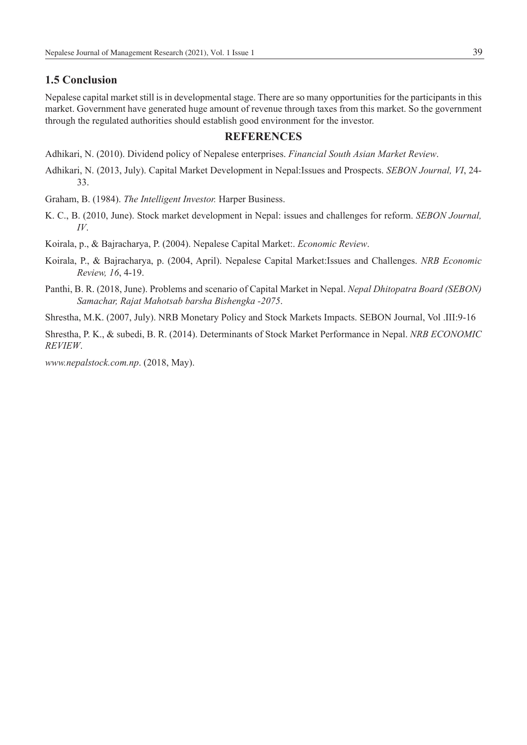## 1.5 Conclusion

Nepalese capital market still is in developmental stage. There are so many opportunities for the participants in this market. Government have generated huge amount of revenue through taxes from this market. So the government through the regulated authorities should establish good environment for the investor.

## REFERENCES

Adhikari, N. (2010). Dividend policy of Nepalese enterprises. *Financial South Asian Market Review*.

Adhikari, N. (2013, July). Capital Market Development in Nepal:Issues and Prospects. *SEBON Journal, VI*, 24-33.

Graham, B. (1984). *The Intelligent Investor.* Harper Business.

K. C., B. (2010, June). Stock market development in Nepal: issues and challenges for reform. *SEBON Journal, IV*.

Koirala, p., & Bajracharya, P. (2004). Nepalese Capital Market:. *Economic Review*.

Koirala, P., & Bajracharya, p. (2004, April). Nepalese Capital Market:Issues and Challenges. *NRB Economic Review, 16*, 4-19.

Panthi, B. R. (2018, June). Problems and scenario of Capital Market in Nepal. *Nepal Dhitopatra Board (SEBON) Samachar, Rajat Mahotsab barsha Bishengka -2075*.

Shrestha, M.K. (2007, July). NRB Monetary Policy and Stock Markets Impacts. SEBON Journal, Vol .III:9-16

Shrestha, P. K., & subedi, B. R. (2014). Determinants of Stock Market Performance in Nepal. *NRB ECONOMIC REVIEW*.

*www.nepalstock.com.np*. (2018, May).